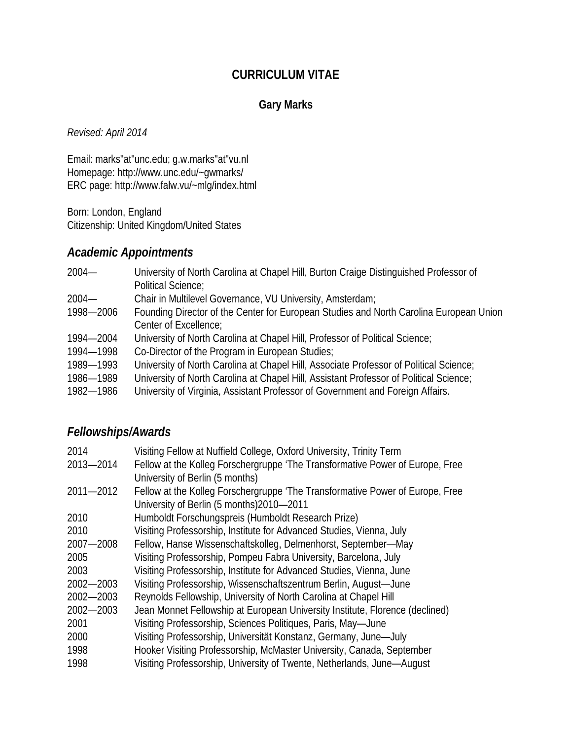# CURRICULUM VITAE

## Gary Marks

*Revised: April 2014*

Email: marks"at"unc.edu; g.w.marks"at"vu.nl
Homepage: http://www.unc.edu/~gwmarks/
ERC page: http://www.falw.vu/~mlg/index.html

Born: London, England
Citizenship: United Kingdom/United States

### *Academic Appointments*

| | |
|---|---|
| 2004— | University of North Carolina at Chapel Hill, Burton Craige Distinguished Professor of Political Science; |
| 2004— | Chair in Multilevel Governance, VU University, Amsterdam; |
| 1998—2006 | Founding Director of the Center for European Studies and North Carolina European Union Center of Excellence; |
| 1994—2004 | University of North Carolina at Chapel Hill, Professor of Political Science; |
| 1994—1998 | Co-Director of the Program in European Studies; |
| 1989—1993 | University of North Carolina at Chapel Hill, Associate Professor of Political Science; |
| 1986—1989 | University of North Carolina at Chapel Hill, Assistant Professor of Political Science; |
| 1982—1986 | University of Virginia, Assistant Professor of Government and Foreign Affairs. |

### *Fellowships/Awards*

| | |
|---|---|
| 2014 | Visiting Fellow at Nuffield College, Oxford University, Trinity Term |
| 2013—2014 | Fellow at the Kolleg Forschergruppe 'The Transformative Power of Europe, Free University of Berlin (5 months) |
| 2011—2012 | Fellow at the Kolleg Forschergruppe 'The Transformative Power of Europe, Free University of Berlin (5 months)2010—2011 |
| 2010 | Humboldt Forschungspreis (Humboldt Research Prize) |
| 2010 | Visiting Professorship, Institute for Advanced Studies, Vienna, July |
| 2007—2008 | Fellow, Hanse Wissenschaftskolleg, Delmenhorst, September—May |
| 2005 | Visiting Professorship, Pompeu Fabra University, Barcelona, July |
| 2003 | Visiting Professorship, Institute for Advanced Studies, Vienna, June |
| 2002—2003 | Visiting Professorship, Wissenschaftszentrum Berlin, August—June |
| 2002—2003 | Reynolds Fellowship, University of North Carolina at Chapel Hill |
| 2002—2003 | Jean Monnet Fellowship at European University Institute, Florence (declined) |
| 2001 | Visiting Professorship, Sciences Politiques, Paris, May—June |
| 2000 | Visiting Professorship, Universität Konstanz, Germany, June—July |
| 1998 | Hooker Visiting Professorship, McMaster University, Canada, September |
| 1998 | Visiting Professorship, University of Twente, Netherlands, June—August |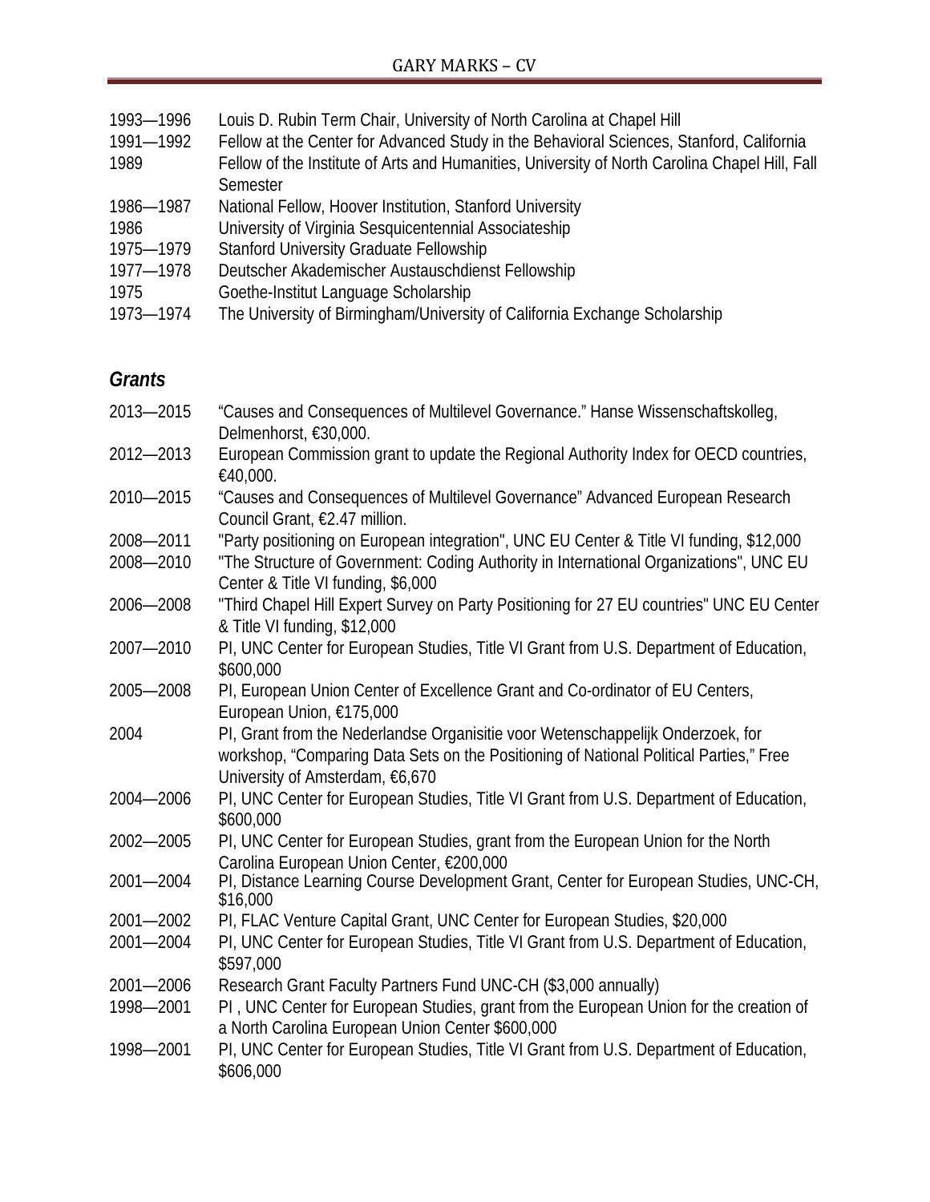1993—1996 Louis D. Rubin Term Chair, University of North Carolina at Chapel Hill
1991—1992 Fellow at the Center for Advanced Study in the Behavioral Sciences, Stanford, California
1989 Fellow of the Institute of Arts and Humanities, University of North Carolina Chapel Hill, Fall Semester
1986—1987 National Fellow, Hoover Institution, Stanford University
1986 University of Virginia Sesquicentennial Associateship
1975—1979 Stanford University Graduate Fellowship
1977—1978 Deutscher Akademischer Austauschdienst Fellowship
1975 Goethe-Institut Language Scholarship
1973—1974 The University of Birmingham/University of California Exchange Scholarship

## *Grants*

2013—2015 "Causes and Consequences of Multilevel Governance." Hanse Wissenschaftskolleg, Delmenhorst, €30,000.
2012—2013 European Commission grant to update the Regional Authority Index for OECD countries, €40,000.
2010—2015 "Causes and Consequences of Multilevel Governance" Advanced European Research Council Grant, €2.47 million.
2008—2011 "Party positioning on European integration", UNC EU Center & Title VI funding, $12,000
2008—2010 "The Structure of Government: Coding Authority in International Organizations", UNC EU Center & Title VI funding, $6,000
2006—2008 "Third Chapel Hill Expert Survey on Party Positioning for 27 EU countries" UNC EU Center & Title VI funding, $12,000
2007—2010 PI, UNC Center for European Studies, Title VI Grant from U.S. Department of Education, $600,000
2005—2008 PI, European Union Center of Excellence Grant and Co-ordinator of EU Centers, European Union, €175,000
2004 PI, Grant from the Nederlandse Organisitie voor Wetenschappelijk Onderzoek, for workshop, "Comparing Data Sets on the Positioning of National Political Parties," Free University of Amsterdam, €6,670
2004—2006 PI, UNC Center for European Studies, Title VI Grant from U.S. Department of Education, $600,000
2002—2005 PI, UNC Center for European Studies, grant from the European Union for the North Carolina European Union Center, €200,000
2001—2004 PI, Distance Learning Course Development Grant, Center for European Studies, UNC-CH, $16,000
2001—2002 PI, FLAC Venture Capital Grant, UNC Center for European Studies, $20,000
2001—2004 PI, UNC Center for European Studies, Title VI Grant from U.S. Department of Education, $597,000
2001—2006 Research Grant Faculty Partners Fund UNC-CH ($3,000 annually)
1998—2001 PI , UNC Center for European Studies, grant from the European Union for the creation of a North Carolina European Union Center $600,000
1998—2001 PI, UNC Center for European Studies, Title VI Grant from U.S. Department of Education, $606,000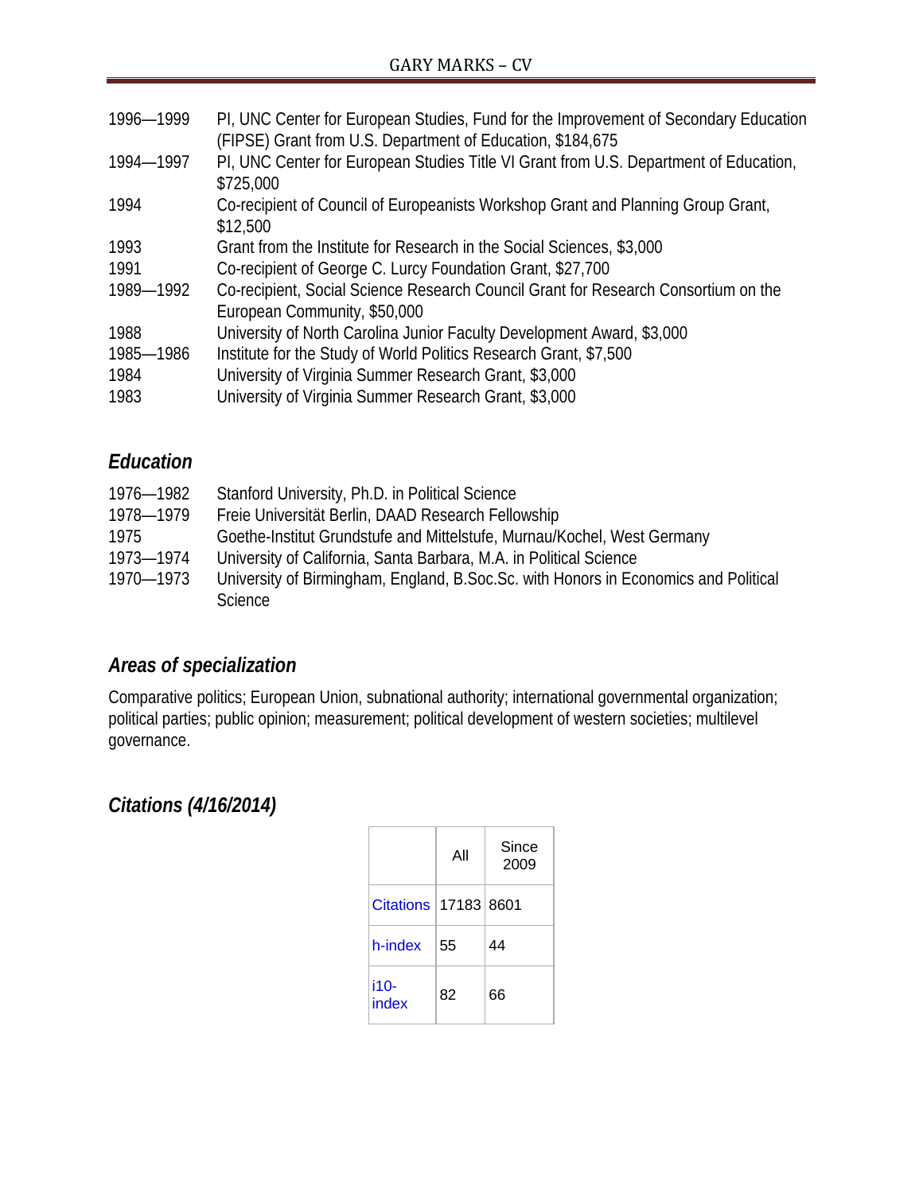1996—1999 PI, UNC Center for European Studies, Fund for the Improvement of Secondary Education (FIPSE) Grant from U.S. Department of Education, $184,675

1994—1997 PI, UNC Center for European Studies Title VI Grant from U.S. Department of Education, $725,000

1994 Co-recipient of Council of Europeanists Workshop Grant and Planning Group Grant, $12,500

1993 Grant from the Institute for Research in the Social Sciences, $3,000

1991 Co-recipient of George C. Lurcy Foundation Grant, $27,700

1989—1992 Co-recipient, Social Science Research Council Grant for Research Consortium on the European Community, $50,000

1988 University of North Carolina Junior Faculty Development Award, $3,000

1985—1986 Institute for the Study of World Politics Research Grant, $7,500

1984 University of Virginia Summer Research Grant, $3,000

1983 University of Virginia Summer Research Grant, $3,000

## *Education*

1976—1982 Stanford University, Ph.D. in Political Science

1978—1979 Freie Universität Berlin, DAAD Research Fellowship

1975 Goethe-Institut Grundstufe and Mittelstufe, Murnau/Kochel, West Germany

1973—1974 University of California, Santa Barbara, M.A. in Political Science

1970—1973 University of Birmingham, England, B.Soc.Sc. with Honors in Economics and Political Science

## *Areas of specialization*

Comparative politics; European Union, subnational authority; international governmental organization; political parties; public opinion; measurement; political development of western societies; multilevel governance.

## *Citations (4/16/2014)*

| | All | Since 2009 |
|---|---|---|
| Citations | 17183 | 8601 |
| h-index | 55 | 44 |
| i10-index | 82 | 66 |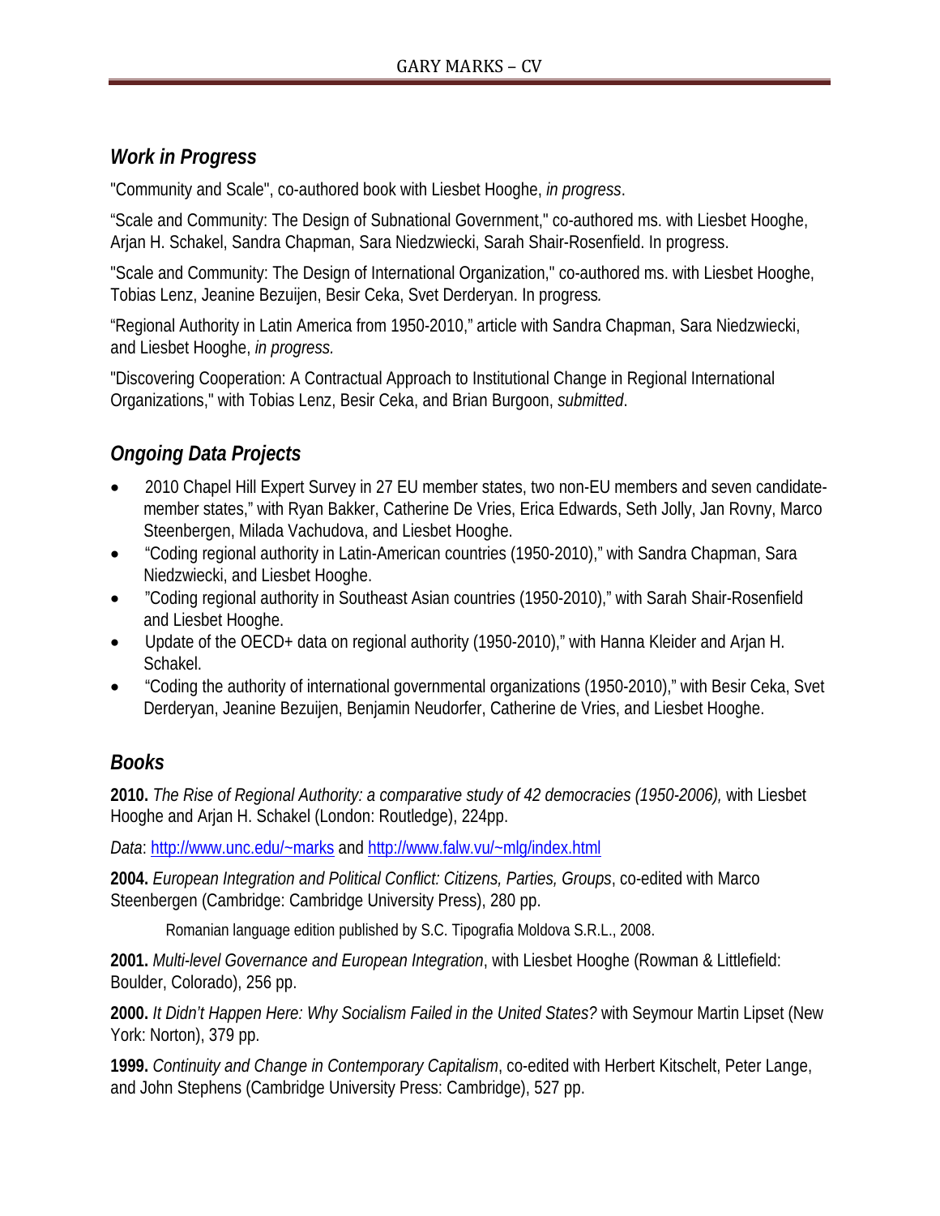## *Work in Progress*

"Community and Scale", co-authored book with Liesbet Hooghe, *in progress*.

"Scale and Community: The Design of Subnational Government," co-authored ms. with Liesbet Hooghe, Arjan H. Schakel, Sandra Chapman, Sara Niedzwiecki, Sarah Shair-Rosenfield. In progress.

"Scale and Community: The Design of International Organization," co-authored ms. with Liesbet Hooghe, Tobias Lenz, Jeanine Bezuijen, Besir Ceka, Svet Derderyan. In progress.

"Regional Authority in Latin America from 1950-2010," article with Sandra Chapman, Sara Niedzwiecki, and Liesbet Hooghe, *in progress*.

"Discovering Cooperation: A Contractual Approach to Institutional Change in Regional International Organizations," with Tobias Lenz, Besir Ceka, and Brian Burgoon, *submitted*.

## *Ongoing Data Projects*

- 2010 Chapel Hill Expert Survey in 27 EU member states, two non-EU members and seven candidate-member states," with Ryan Bakker, Catherine De Vries, Erica Edwards, Seth Jolly, Jan Rovny, Marco Steenbergen, Milada Vachudova, and Liesbet Hooghe.
- "Coding regional authority in Latin-American countries (1950-2010)," with Sandra Chapman, Sara Niedzwiecki, and Liesbet Hooghe.
- "Coding regional authority in Southeast Asian countries (1950-2010)," with Sarah Shair-Rosenfield and Liesbet Hooghe.
- Update of the OECD+ data on regional authority (1950-2010)," with Hanna Kleider and Arjan H. Schakel.
- "Coding the authority of international governmental organizations (1950-2010)," with Besir Ceka, Svet Derderyan, Jeanine Bezuijen, Benjamin Neudorfer, Catherine de Vries, and Liesbet Hooghe.

## *Books*

**2010.** *The Rise of Regional Authority: a comparative study of 42 democracies (1950-2006),* with Liesbet Hooghe and Arjan H. Schakel (London: Routledge), 224pp.

*Data*: http://www.unc.edu/~marks and http://www.falw.vu/~mlg/index.html

**2004.** *European Integration and Political Conflict: Citizens, Parties, Groups*, co-edited with Marco Steenbergen (Cambridge: Cambridge University Press), 280 pp.

Romanian language edition published by S.C. Tipografia Moldova S.R.L., 2008.

**2001.** *Multi-level Governance and European Integration*, with Liesbet Hooghe (Rowman & Littlefield: Boulder, Colorado), 256 pp.

**2000.** *It Didn't Happen Here: Why Socialism Failed in the United States?* with Seymour Martin Lipset (New York: Norton), 379 pp.

**1999.** *Continuity and Change in Contemporary Capitalism*, co-edited with Herbert Kitschelt, Peter Lange, and John Stephens (Cambridge University Press: Cambridge), 527 pp.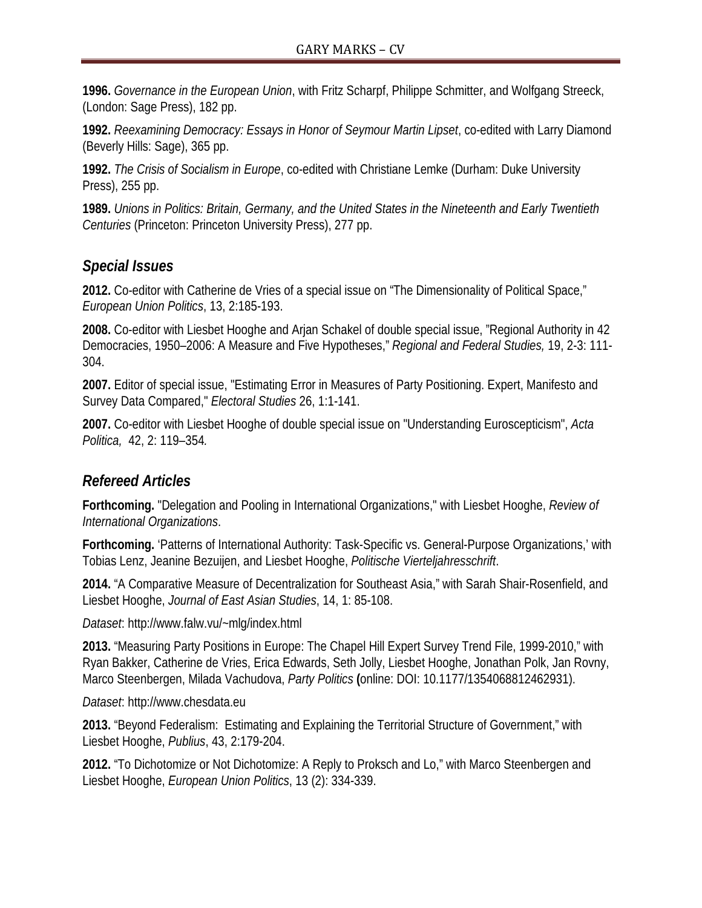**1996.** *Governance in the European Union*, with Fritz Scharpf, Philippe Schmitter, and Wolfgang Streeck, (London: Sage Press), 182 pp.

**1992.** *Reexamining Democracy: Essays in Honor of Seymour Martin Lipset*, co-edited with Larry Diamond (Beverly Hills: Sage), 365 pp.

**1992.** *The Crisis of Socialism in Europe*, co-edited with Christiane Lemke (Durham: Duke University Press), 255 pp.

**1989.** *Unions in Politics: Britain, Germany, and the United States in the Nineteenth and Early Twentieth Centuries* (Princeton: Princeton University Press), 277 pp.

## *Special Issues*

**2012.** Co-editor with Catherine de Vries of a special issue on "The Dimensionality of Political Space," *European Union Politics*, 13, 2:185-193.

**2008.** Co-editor with Liesbet Hooghe and Arjan Schakel of double special issue, "Regional Authority in 42 Democracies, 1950–2006: A Measure and Five Hypotheses," *Regional and Federal Studies,* 19, 2-3: 111-304.

**2007.** Editor of special issue, "Estimating Error in Measures of Party Positioning. Expert, Manifesto and Survey Data Compared," *Electoral Studies* 26, 1:1-141.

**2007.** Co-editor with Liesbet Hooghe of double special issue on "Understanding Euroscepticism", *Acta Politica,* 42, 2: 119–354*.*

## *Refereed Articles*

**Forthcoming.** "Delegation and Pooling in International Organizations," with Liesbet Hooghe, *Review of International Organizations*.

**Forthcoming.** 'Patterns of International Authority: Task-Specific vs. General-Purpose Organizations,' with Tobias Lenz, Jeanine Bezuijen, and Liesbet Hooghe, *Politische Vierteljahresschrift*.

**2014.** "A Comparative Measure of Decentralization for Southeast Asia," with Sarah Shair-Rosenfield, and Liesbet Hooghe, *Journal of East Asian Studies*, 14, 1: 85-108.

*Dataset*: http://www.falw.vu/~mlg/index.html

**2013.** "Measuring Party Positions in Europe: The Chapel Hill Expert Survey Trend File, 1999-2010," with Ryan Bakker, Catherine de Vries, Erica Edwards, Seth Jolly, Liesbet Hooghe, Jonathan Polk, Jan Rovny, Marco Steenbergen, Milada Vachudova, *Party Politics* **(**online: DOI: 10.1177/1354068812462931).

*Dataset*: http://www.chesdata.eu

**2013.** "Beyond Federalism: Estimating and Explaining the Territorial Structure of Government," with Liesbet Hooghe, *Publius*, 43, 2:179-204.

**2012.** "To Dichotomize or Not Dichotomize: A Reply to Proksch and Lo," with Marco Steenbergen and Liesbet Hooghe, *European Union Politics*, 13 (2): 334-339.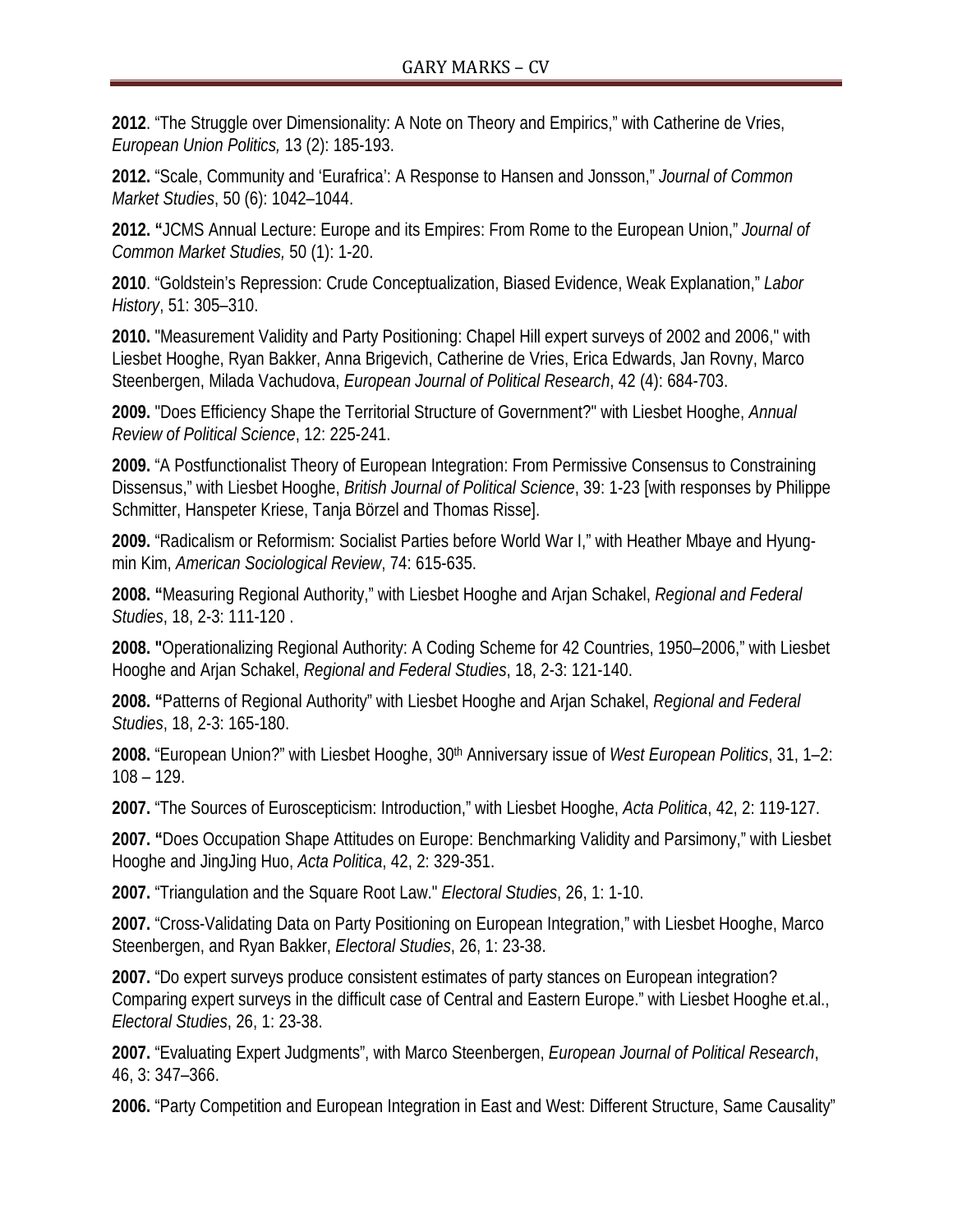**2012**. "The Struggle over Dimensionality: A Note on Theory and Empirics," with Catherine de Vries, *European Union Politics,* 13 (2): 185-193.

**2012.** "Scale, Community and 'Eurafrica': A Response to Hansen and Jonsson," *Journal of Common Market Studies*, 50 (6): 1042–1044.

**2012. "**JCMS Annual Lecture: Europe and its Empires: From Rome to the European Union," *Journal of Common Market Studies,* 50 (1): 1-20.

**2010**. "Goldstein's Repression: Crude Conceptualization, Biased Evidence, Weak Explanation," *Labor History*, 51: 305–310.

**2010.** "Measurement Validity and Party Positioning: Chapel Hill expert surveys of 2002 and 2006," with Liesbet Hooghe, Ryan Bakker, Anna Brigevich, Catherine de Vries, Erica Edwards, Jan Rovny, Marco Steenbergen, Milada Vachudova, *European Journal of Political Research*, 42 (4): 684-703.

**2009.** "Does Efficiency Shape the Territorial Structure of Government?" with Liesbet Hooghe, *Annual Review of Political Science*, 12: 225-241.

**2009.** "A Postfunctionalist Theory of European Integration: From Permissive Consensus to Constraining Dissensus," with Liesbet Hooghe, *British Journal of Political Science*, 39: 1-23 [with responses by Philippe Schmitter, Hanspeter Kriese, Tanja Börzel and Thomas Risse].

**2009.** "Radicalism or Reformism: Socialist Parties before World War I," with Heather Mbaye and Hyung-min Kim, *American Sociological Review*, 74: 615-635.

**2008. "**Measuring Regional Authority," with Liesbet Hooghe and Arjan Schakel, *Regional and Federal Studies*, 18, 2-3: 111-120 .

**2008. "**Operationalizing Regional Authority: A Coding Scheme for 42 Countries, 1950–2006," with Liesbet Hooghe and Arjan Schakel, *Regional and Federal Studies*, 18, 2-3: 121-140.

**2008. "**Patterns of Regional Authority" with Liesbet Hooghe and Arjan Schakel, *Regional and Federal Studies*, 18, 2-3: 165-180.

**2008.** "European Union?" with Liesbet Hooghe, 30th Anniversary issue of *West European Politics*, 31, 1–2: 108 – 129.

**2007.** "The Sources of Euroscepticism: Introduction," with Liesbet Hooghe, *Acta Politica*, 42, 2: 119-127.

**2007. "**Does Occupation Shape Attitudes on Europe: Benchmarking Validity and Parsimony," with Liesbet Hooghe and JingJing Huo, *Acta Politica*, 42, 2: 329-351.

**2007.** "Triangulation and the Square Root Law." *Electoral Studies*, 26, 1: 1-10.

**2007.** "Cross-Validating Data on Party Positioning on European Integration," with Liesbet Hooghe, Marco Steenbergen, and Ryan Bakker, *Electoral Studies*, 26, 1: 23-38.

**2007.** "Do expert surveys produce consistent estimates of party stances on European integration? Comparing expert surveys in the difficult case of Central and Eastern Europe." with Liesbet Hooghe et.al., *Electoral Studies*, 26, 1: 23-38.

**2007.** "Evaluating Expert Judgments", with Marco Steenbergen, *European Journal of Political Research*, 46, 3: 347–366.

**2006.** "Party Competition and European Integration in East and West: Different Structure, Same Causality"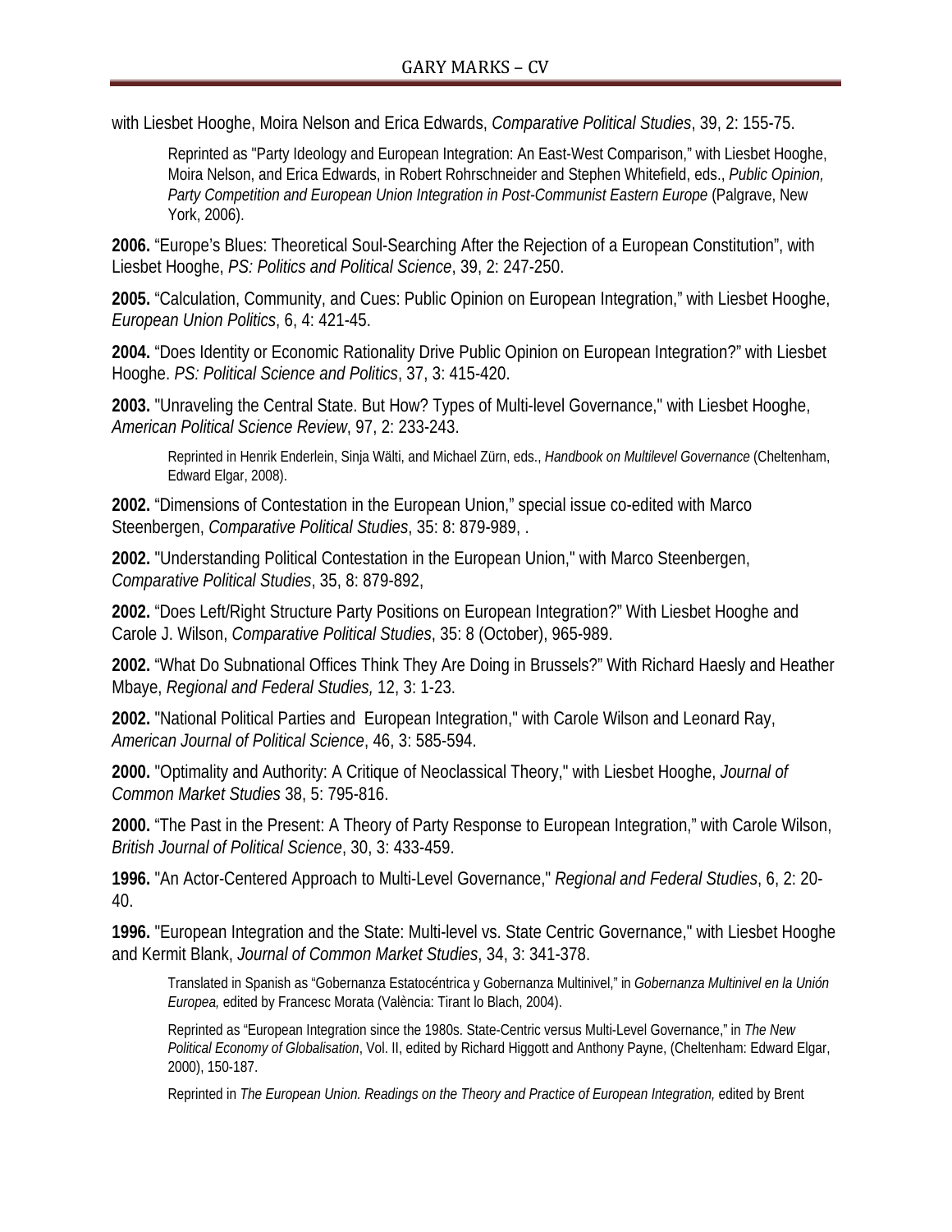with Liesbet Hooghe, Moira Nelson and Erica Edwards, *Comparative Political Studies*, 39, 2: 155-75.

> Reprinted as "Party Ideology and European Integration: An East-West Comparison," with Liesbet Hooghe, Moira Nelson, and Erica Edwards, in Robert Rohrschneider and Stephen Whitefield, eds., *Public Opinion, Party Competition and European Union Integration in Post-Communist Eastern Europe* (Palgrave, New York, 2006).

**2006.** "Europe's Blues: Theoretical Soul-Searching After the Rejection of a European Constitution", with Liesbet Hooghe, *PS: Politics and Political Science*, 39, 2: 247-250.

**2005.** "Calculation, Community, and Cues: Public Opinion on European Integration," with Liesbet Hooghe, *European Union Politics*, 6, 4: 421-45.

**2004.** "Does Identity or Economic Rationality Drive Public Opinion on European Integration?" with Liesbet Hooghe. *PS: Political Science and Politics*, 37, 3: 415-420.

**2003.** "Unraveling the Central State. But How? Types of Multi-level Governance," with Liesbet Hooghe, *American Political Science Review*, 97, 2: 233-243.

> Reprinted in Henrik Enderlein, Sinja Wälti, and Michael Zürn, eds., *Handbook on Multilevel Governance* (Cheltenham, Edward Elgar, 2008).

**2002.** "Dimensions of Contestation in the European Union," special issue co-edited with Marco Steenbergen, *Comparative Political Studies*, 35: 8: 879-989, .

**2002.** "Understanding Political Contestation in the European Union," with Marco Steenbergen, *Comparative Political Studies*, 35, 8: 879-892,

**2002.** "Does Left/Right Structure Party Positions on European Integration?" With Liesbet Hooghe and Carole J. Wilson, *Comparative Political Studies*, 35: 8 (October), 965-989.

**2002.** "What Do Subnational Offices Think They Are Doing in Brussels?" With Richard Haesly and Heather Mbaye, *Regional and Federal Studies,* 12, 3: 1-23.

**2002.** "National Political Parties and European Integration," with Carole Wilson and Leonard Ray, *American Journal of Political Science*, 46, 3: 585-594.

**2000.** "Optimality and Authority: A Critique of Neoclassical Theory," with Liesbet Hooghe, *Journal of Common Market Studies* 38, 5: 795-816.

**2000.** "The Past in the Present: A Theory of Party Response to European Integration," with Carole Wilson, *British Journal of Political Science*, 30, 3: 433-459.

**1996.** "An Actor-Centered Approach to Multi-Level Governance," *Regional and Federal Studies*, 6, 2: 20-40.

**1996.** "European Integration and the State: Multi-level vs. State Centric Governance," with Liesbet Hooghe and Kermit Blank, *Journal of Common Market Studies*, 34, 3: 341-378.

> Translated in Spanish as "Gobernanza Estatocéntrica y Gobernanza Multinivel," in *Gobernanza Multinivel en la Unión Europea,* edited by Francesc Morata (València: Tirant lo Blach, 2004).
>
> Reprinted as "European Integration since the 1980s. State-Centric versus Multi-Level Governance," in *The New Political Economy of Globalisation*, Vol. II, edited by Richard Higgott and Anthony Payne, (Cheltenham: Edward Elgar, 2000), 150-187.
>
> Reprinted in *The European Union. Readings on the Theory and Practice of European Integration,* edited by Brent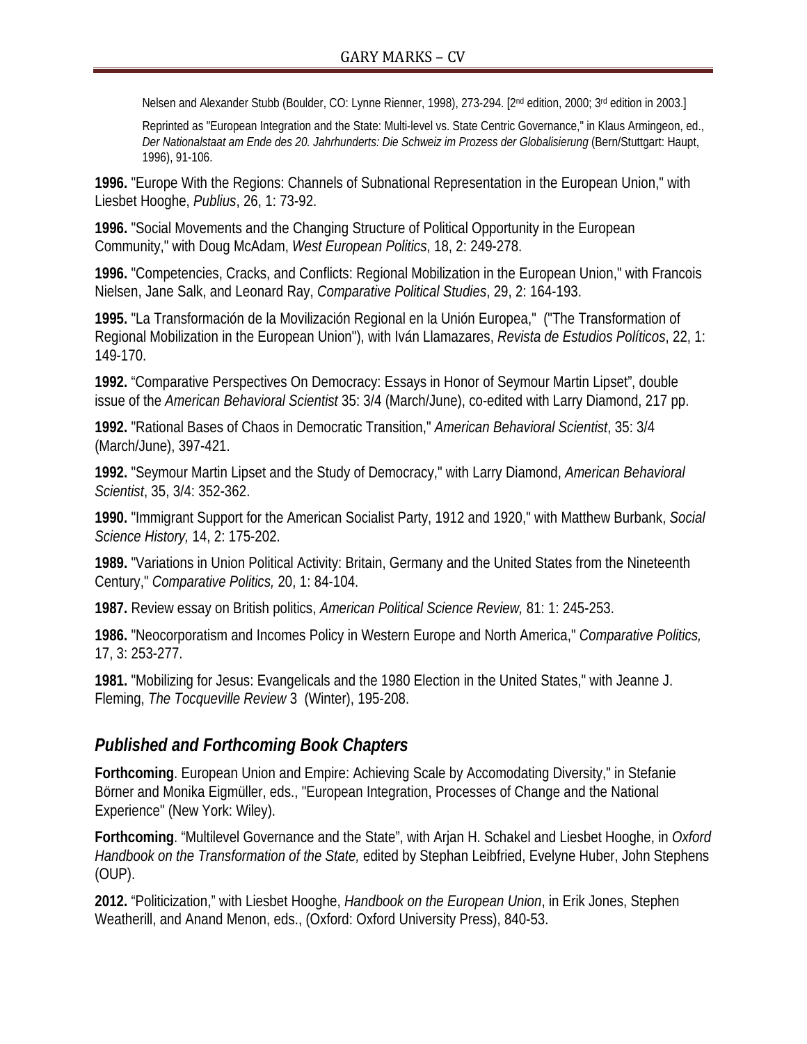Nelsen and Alexander Stubb (Boulder, CO: Lynne Rienner, 1998), 273-294. [2nd edition, 2000; 3rd edition in 2003.]

Reprinted as "European Integration and the State: Multi-level vs. State Centric Governance," in Klaus Armingeon, ed., *Der Nationalstaat am Ende des 20. Jahrhunderts: Die Schweiz im Prozess der Globalisierung* (Bern/Stuttgart: Haupt, 1996), 91-106.

**1996.** "Europe With the Regions: Channels of Subnational Representation in the European Union," with Liesbet Hooghe, *Publius*, 26, 1: 73-92.

**1996.** "Social Movements and the Changing Structure of Political Opportunity in the European Community," with Doug McAdam, *West European Politics*, 18, 2: 249-278.

**1996.** "Competencies, Cracks, and Conflicts: Regional Mobilization in the European Union," with Francois Nielsen, Jane Salk, and Leonard Ray, *Comparative Political Studies*, 29, 2: 164-193.

**1995.** "La Transformación de la Movilización Regional en la Unión Europea," ("The Transformation of Regional Mobilization in the European Union"), with Iván Llamazares, *Revista de Estudios Políticos*, 22, 1: 149-170.

**1992.** "Comparative Perspectives On Democracy: Essays in Honor of Seymour Martin Lipset", double issue of the *American Behavioral Scientist* 35: 3/4 (March/June), co-edited with Larry Diamond, 217 pp.

**1992.** "Rational Bases of Chaos in Democratic Transition," *American Behavioral Scientist*, 35: 3/4 (March/June), 397-421.

**1992.** "Seymour Martin Lipset and the Study of Democracy," with Larry Diamond, *American Behavioral Scientist*, 35, 3/4: 352-362.

**1990.** "Immigrant Support for the American Socialist Party, 1912 and 1920," with Matthew Burbank, *Social Science History,* 14, 2: 175-202.

**1989.** "Variations in Union Political Activity: Britain, Germany and the United States from the Nineteenth Century," *Comparative Politics,* 20, 1: 84-104.

**1987.** Review essay on British politics, *American Political Science Review,* 81: 1: 245-253.

**1986.** "Neocorporatism and Incomes Policy in Western Europe and North America," *Comparative Politics,* 17, 3: 253-277.

**1981.** "Mobilizing for Jesus: Evangelicals and the 1980 Election in the United States," with Jeanne J. Fleming, *The Tocqueville Review* 3 (Winter), 195-208.

## *Published and Forthcoming Book Chapters*

**Forthcoming**. European Union and Empire: Achieving Scale by Accomodating Diversity," in Stefanie Börner and Monika Eigmüller, eds., "European Integration, Processes of Change and the National Experience" (New York: Wiley).

**Forthcoming**. "Multilevel Governance and the State", with Arjan H. Schakel and Liesbet Hooghe, in *Oxford Handbook on the Transformation of the State,* edited by Stephan Leibfried, Evelyne Huber, John Stephens (OUP).

**2012.** "Politicization," with Liesbet Hooghe, *Handbook on the European Union*, in Erik Jones, Stephen Weatherill, and Anand Menon, eds., (Oxford: Oxford University Press), 840-53.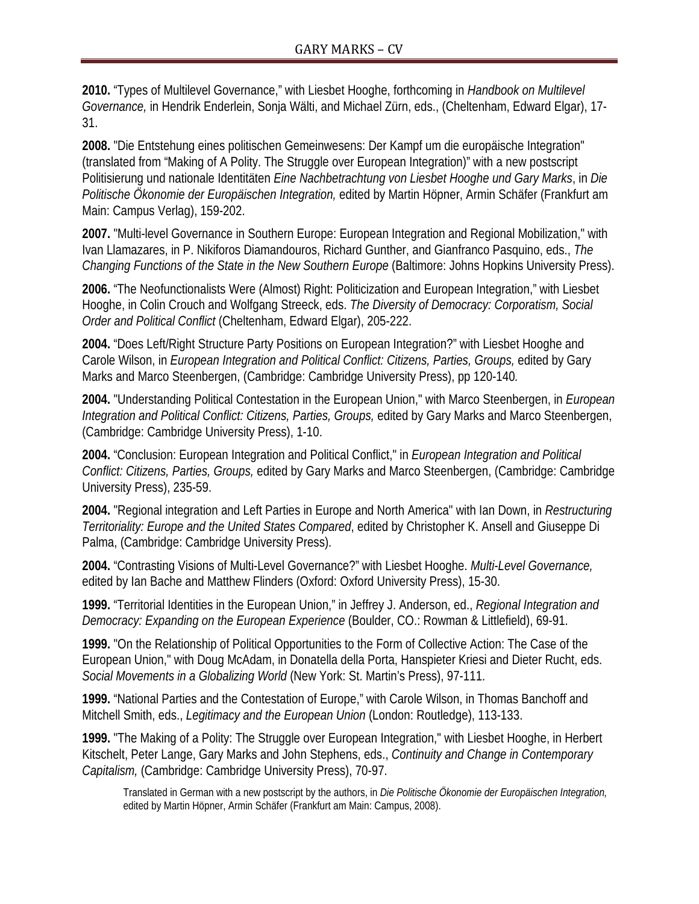**2010.** “Types of Multilevel Governance,” with Liesbet Hooghe, forthcoming in *Handbook on Multilevel Governance,* in Hendrik Enderlein, Sonja Wälti, and Michael Zürn, eds., (Cheltenham, Edward Elgar), 17-31.

**2008.** "Die Entstehung eines politischen Gemeinwesens: Der Kampf um die europäische Integration" (translated from “Making of A Polity. The Struggle over European Integration)” with a new postscript Politisierung und nationale Identitäten *Eine Nachbetrachtung von Liesbet Hooghe und Gary Marks*, in *Die Politische Ökonomie der Europäischen Integration,* edited by Martin Höpner, Armin Schäfer (Frankfurt am Main: Campus Verlag), 159-202.

**2007.** "Multi-level Governance in Southern Europe: European Integration and Regional Mobilization," with Ivan Llamazares, in P. Nikiforos Diamandouros, Richard Gunther, and Gianfranco Pasquino, eds., *The Changing Functions of the State in the New Southern Europe* (Baltimore: Johns Hopkins University Press).

**2006.** “The Neofunctionalists Were (Almost) Right: Politicization and European Integration,” with Liesbet Hooghe, in Colin Crouch and Wolfgang Streeck, eds. *The Diversity of Democracy: Corporatism, Social Order and Political Conflict* (Cheltenham, Edward Elgar), 205-222.

**2004.** “Does Left/Right Structure Party Positions on European Integration?” with Liesbet Hooghe and Carole Wilson, in *European Integration and Political Conflict: Citizens, Parties, Groups,* edited by Gary Marks and Marco Steenbergen, (Cambridge: Cambridge University Press), pp 120-140*.*

**2004.** "Understanding Political Contestation in the European Union," with Marco Steenbergen, in *European Integration and Political Conflict: Citizens, Parties, Groups,* edited by Gary Marks and Marco Steenbergen, (Cambridge: Cambridge University Press), 1-10.

**2004.** “Conclusion: European Integration and Political Conflict," in *European Integration and Political Conflict: Citizens, Parties, Groups,* edited by Gary Marks and Marco Steenbergen, (Cambridge: Cambridge University Press), 235-59.

**2004.** "Regional integration and Left Parties in Europe and North America" with Ian Down, in *Restructuring Territoriality: Europe and the United States Compared*, edited by Christopher K. Ansell and Giuseppe Di Palma, (Cambridge: Cambridge University Press).

**2004.** “Contrasting Visions of Multi-Level Governance?” with Liesbet Hooghe. *Multi-Level Governance,* edited by Ian Bache and Matthew Flinders (Oxford: Oxford University Press), 15-30.

**1999.** “Territorial Identities in the European Union,” in Jeffrey J. Anderson, ed., *Regional Integration and Democracy: Expanding on the European Experience* (Boulder, CO.: Rowman & Littlefield), 69-91.

**1999.** "On the Relationship of Political Opportunities to the Form of Collective Action: The Case of the European Union," with Doug McAdam, in Donatella della Porta, Hanspieter Kriesi and Dieter Rucht, eds. *Social Movements in a Globalizing World* (New York: St. Martin’s Press), 97-111.

**1999.** “National Parties and the Contestation of Europe,” with Carole Wilson, in Thomas Banchoff and Mitchell Smith, eds., *Legitimacy and the European Union* (London: Routledge), 113-133.

**1999.** "The Making of a Polity: The Struggle over European Integration," with Liesbet Hooghe, in Herbert Kitschelt, Peter Lange, Gary Marks and John Stephens, eds., *Continuity and Change in Contemporary Capitalism,* (Cambridge: Cambridge University Press), 70-97.

> Translated in German with a new postscript by the authors, in *Die Politische Ökonomie der Europäischen Integration,* edited by Martin Höpner, Armin Schäfer (Frankfurt am Main: Campus, 2008).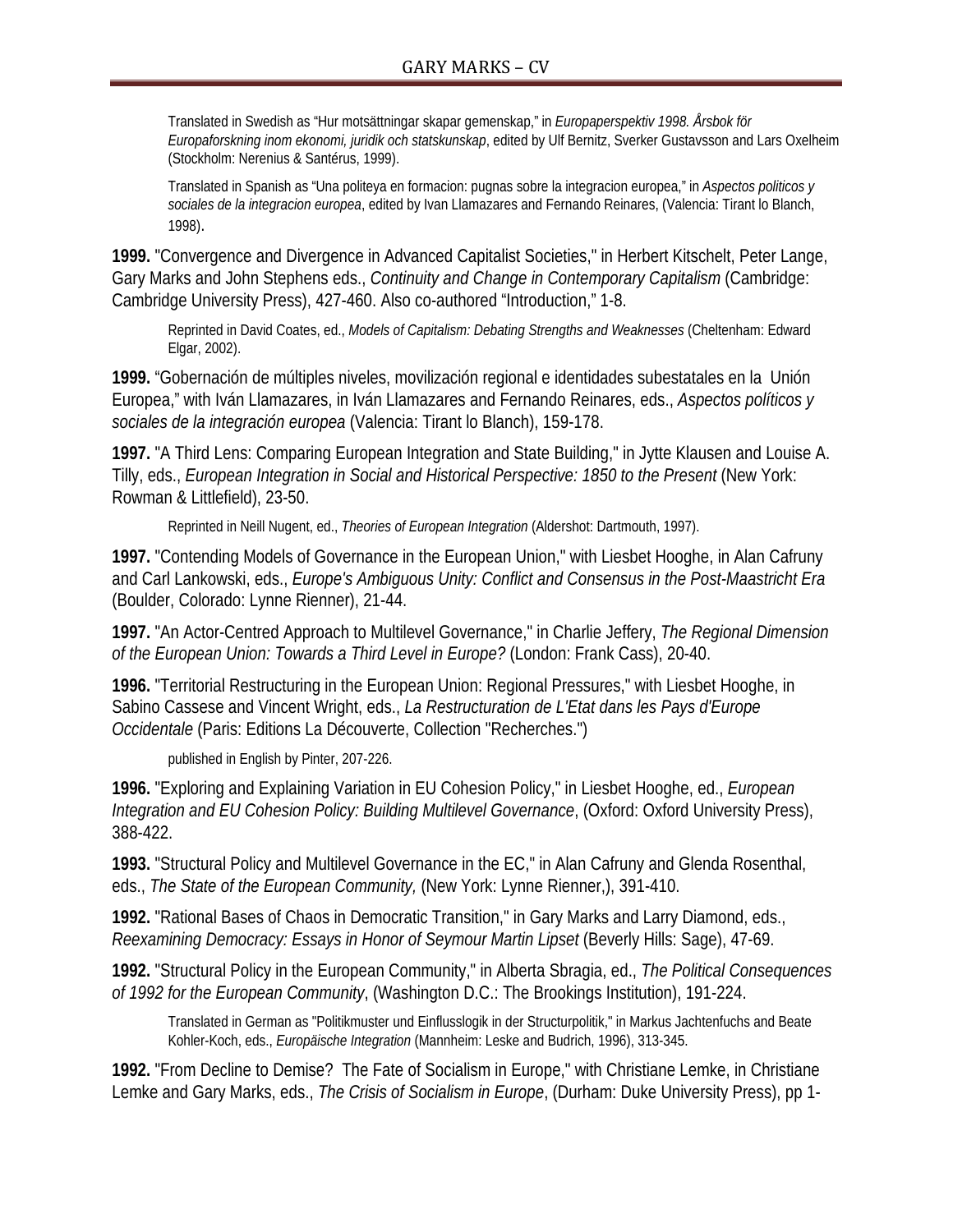Translated in Swedish as "Hur motsättningar skapar gemenskap," in *Europaperspektiv 1998. Årsbok för Europaforskning inom ekonomi, juridik och statskunskap*, edited by Ulf Bernitz, Sverker Gustavsson and Lars Oxelheim (Stockholm: Nerenius & Santérus, 1999).

Translated in Spanish as "Una politeya en formacion: pugnas sobre la integracion europea," in *Aspectos politicos y sociales de la integracion europea*, edited by Ivan Llamazares and Fernando Reinares, (Valencia: Tirant lo Blanch, 1998).

**1999.** "Convergence and Divergence in Advanced Capitalist Societies," in Herbert Kitschelt, Peter Lange, Gary Marks and John Stephens eds., *Continuity and Change in Contemporary Capitalism* (Cambridge: Cambridge University Press), 427-460. Also co-authored "Introduction," 1-8.

Reprinted in David Coates, ed., *Models of Capitalism: Debating Strengths and Weaknesses* (Cheltenham: Edward Elgar, 2002).

**1999.** "Gobernación de múltiples niveles, movilización regional e identidades subestatales en la Unión Europea," with Iván Llamazares, in Iván Llamazares and Fernando Reinares, eds., *Aspectos políticos y sociales de la integración europea* (Valencia: Tirant lo Blanch), 159-178.

**1997.** "A Third Lens: Comparing European Integration and State Building," in Jytte Klausen and Louise A. Tilly, eds., *European Integration in Social and Historical Perspective: 1850 to the Present* (New York: Rowman & Littlefield), 23-50.

Reprinted in Neill Nugent, ed., *Theories of European Integration* (Aldershot: Dartmouth, 1997).

**1997.** "Contending Models of Governance in the European Union," with Liesbet Hooghe, in Alan Cafruny and Carl Lankowski, eds., *Europe's Ambiguous Unity: Conflict and Consensus in the Post-Maastricht Era* (Boulder, Colorado: Lynne Rienner), 21-44.

**1997.** "An Actor-Centred Approach to Multilevel Governance," in Charlie Jeffery, *The Regional Dimension of the European Union: Towards a Third Level in Europe?* (London: Frank Cass), 20-40.

**1996.** "Territorial Restructuring in the European Union: Regional Pressures," with Liesbet Hooghe, in Sabino Cassese and Vincent Wright, eds., *La Restructuration de L'Etat dans les Pays d'Europe Occidentale* (Paris: Editions La Découverte, Collection "Recherches.")

published in English by Pinter, 207-226.

**1996.** "Exploring and Explaining Variation in EU Cohesion Policy," in Liesbet Hooghe, ed., *European Integration and EU Cohesion Policy: Building Multilevel Governance*, (Oxford: Oxford University Press), 388-422.

**1993.** "Structural Policy and Multilevel Governance in the EC," in Alan Cafruny and Glenda Rosenthal, eds., *The State of the European Community,* (New York: Lynne Rienner,), 391-410.

**1992.** "Rational Bases of Chaos in Democratic Transition," in Gary Marks and Larry Diamond, eds., *Reexamining Democracy: Essays in Honor of Seymour Martin Lipset* (Beverly Hills: Sage), 47-69.

**1992.** "Structural Policy in the European Community," in Alberta Sbragia, ed., *The Political Consequences of 1992 for the European Community*, (Washington D.C.: The Brookings Institution), 191-224.

Translated in German as "Politikmuster und Einflusslogik in der Structurpolitik," in Markus Jachtenfuchs and Beate Kohler-Koch, eds., *Europäische Integration* (Mannheim: Leske and Budrich, 1996), 313-345.

**1992.** "From Decline to Demise? The Fate of Socialism in Europe," with Christiane Lemke, in Christiane Lemke and Gary Marks, eds., *The Crisis of Socialism in Europe*, (Durham: Duke University Press), pp 1-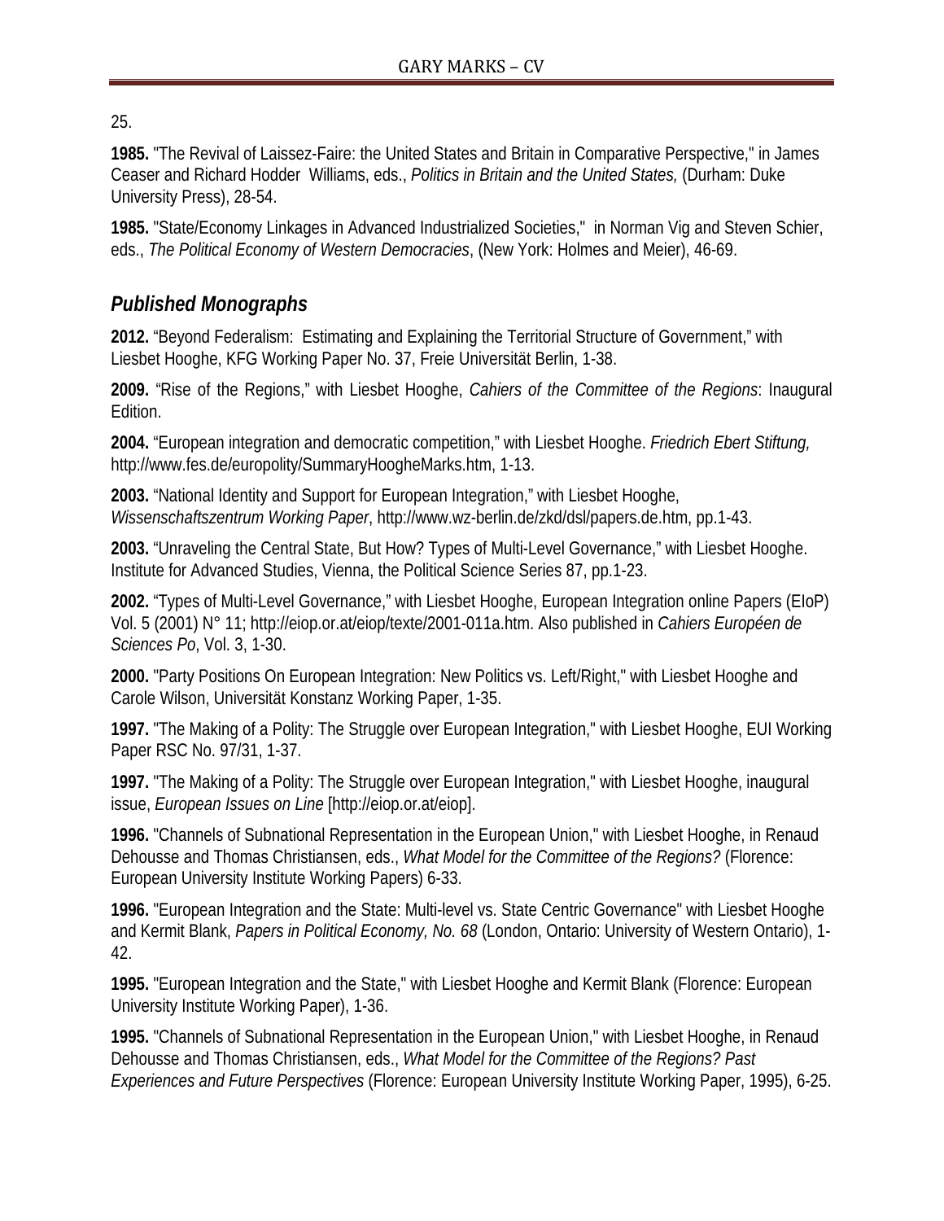25.

**1985.** "The Revival of Laissez-Faire: the United States and Britain in Comparative Perspective," in James Ceaser and Richard Hodder Williams, eds., *Politics in Britain and the United States,* (Durham: Duke University Press), 28-54.

**1985.** "State/Economy Linkages in Advanced Industrialized Societies," in Norman Vig and Steven Schier, eds., *The Political Economy of Western Democracies*, (New York: Holmes and Meier), 46-69.

## *Published Monographs*

**2012.** "Beyond Federalism: Estimating and Explaining the Territorial Structure of Government," with Liesbet Hooghe, KFG Working Paper No. 37, Freie Universität Berlin, 1-38.

**2009.** "Rise of the Regions," with Liesbet Hooghe, *Cahiers of the Committee of the Regions*: Inaugural Edition.

**2004.** "European integration and democratic competition," with Liesbet Hooghe. *Friedrich Ebert Stiftung,* http://www.fes.de/europolity/SummaryHoogheMarks.htm, 1-13.

**2003.** "National Identity and Support for European Integration," with Liesbet Hooghe, *Wissenschaftszentrum Working Paper*, http://www.wz-berlin.de/zkd/dsl/papers.de.htm, pp.1-43.

**2003.** "Unraveling the Central State, But How? Types of Multi-Level Governance," with Liesbet Hooghe. Institute for Advanced Studies, Vienna, the Political Science Series 87, pp.1-23.

**2002.** "Types of Multi-Level Governance," with Liesbet Hooghe, European Integration online Papers (EIoP) Vol. 5 (2001) N° 11; http://eiop.or.at/eiop/texte/2001-011a.htm. Also published in *Cahiers Européen de Sciences Po*, Vol. 3, 1-30.

**2000.** "Party Positions On European Integration: New Politics vs. Left/Right," with Liesbet Hooghe and Carole Wilson, Universität Konstanz Working Paper, 1-35.

**1997.** "The Making of a Polity: The Struggle over European Integration," with Liesbet Hooghe, EUI Working Paper RSC No. 97/31, 1-37.

**1997.** "The Making of a Polity: The Struggle over European Integration," with Liesbet Hooghe, inaugural issue, *European Issues on Line* [http://eiop.or.at/eiop].

**1996.** "Channels of Subnational Representation in the European Union," with Liesbet Hooghe, in Renaud Dehousse and Thomas Christiansen, eds., *What Model for the Committee of the Regions?* (Florence: European University Institute Working Papers) 6-33.

**1996.** "European Integration and the State: Multi-level vs. State Centric Governance" with Liesbet Hooghe and Kermit Blank, *Papers in Political Economy, No. 68* (London, Ontario: University of Western Ontario), 1-42.

**1995.** "European Integration and the State," with Liesbet Hooghe and Kermit Blank (Florence: European University Institute Working Paper), 1-36.

**1995.** "Channels of Subnational Representation in the European Union," with Liesbet Hooghe, in Renaud Dehousse and Thomas Christiansen, eds., *What Model for the Committee of the Regions? Past Experiences and Future Perspectives* (Florence: European University Institute Working Paper, 1995), 6-25.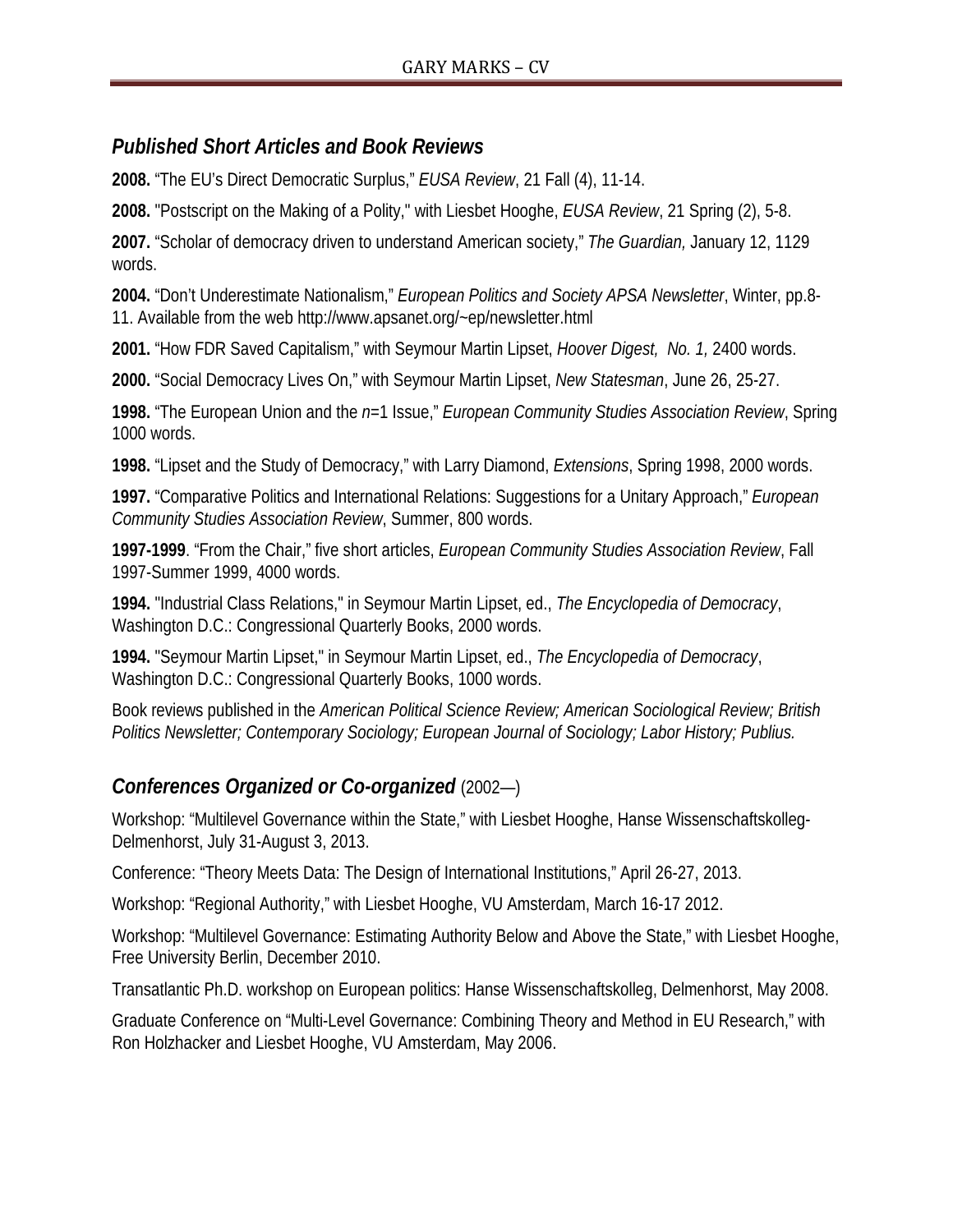## *Published Short Articles and Book Reviews*

**2008.** "The EU's Direct Democratic Surplus," *EUSA Review*, 21 Fall (4), 11-14.

**2008.** "Postscript on the Making of a Polity," with Liesbet Hooghe, *EUSA Review*, 21 Spring (2), 5-8.

**2007.** "Scholar of democracy driven to understand American society," *The Guardian,* January 12, 1129 words.

**2004.** "Don't Underestimate Nationalism," *European Politics and Society APSA Newsletter*, Winter, pp.8-11. Available from the web http://www.apsanet.org/~ep/newsletter.html

**2001.** "How FDR Saved Capitalism," with Seymour Martin Lipset, *Hoover Digest, No. 1,* 2400 words.

**2000.** "Social Democracy Lives On," with Seymour Martin Lipset, *New Statesman*, June 26, 25-27.

**1998.** "The European Union and the *n*=1 Issue," *European Community Studies Association Review*, Spring 1000 words.

**1998.** "Lipset and the Study of Democracy," with Larry Diamond, *Extensions*, Spring 1998, 2000 words.

**1997.** "Comparative Politics and International Relations: Suggestions for a Unitary Approach," *European Community Studies Association Review*, Summer, 800 words.

**1997-1999**. "From the Chair," five short articles, *European Community Studies Association Review*, Fall 1997-Summer 1999, 4000 words.

**1994.** "Industrial Class Relations," in Seymour Martin Lipset, ed., *The Encyclopedia of Democracy*, Washington D.C.: Congressional Quarterly Books, 2000 words.

**1994.** "Seymour Martin Lipset," in Seymour Martin Lipset, ed., *The Encyclopedia of Democracy*, Washington D.C.: Congressional Quarterly Books, 1000 words.

Book reviews published in the *American Political Science Review; American Sociological Review; British Politics Newsletter; Contemporary Sociology; European Journal of Sociology; Labor History; Publius.*

## *Conferences Organized or Co-organized* (2002—)

Workshop: "Multilevel Governance within the State," with Liesbet Hooghe, Hanse Wissenschaftskolleg-Delmenhorst, July 31-August 3, 2013.

Conference: "Theory Meets Data: The Design of International Institutions," April 26-27, 2013.

Workshop: "Regional Authority," with Liesbet Hooghe, VU Amsterdam, March 16-17 2012.

Workshop: "Multilevel Governance: Estimating Authority Below and Above the State," with Liesbet Hooghe, Free University Berlin, December 2010.

Transatlantic Ph.D. workshop on European politics: Hanse Wissenschaftskolleg, Delmenhorst, May 2008.

Graduate Conference on "Multi-Level Governance: Combining Theory and Method in EU Research," with Ron Holzhacker and Liesbet Hooghe, VU Amsterdam, May 2006.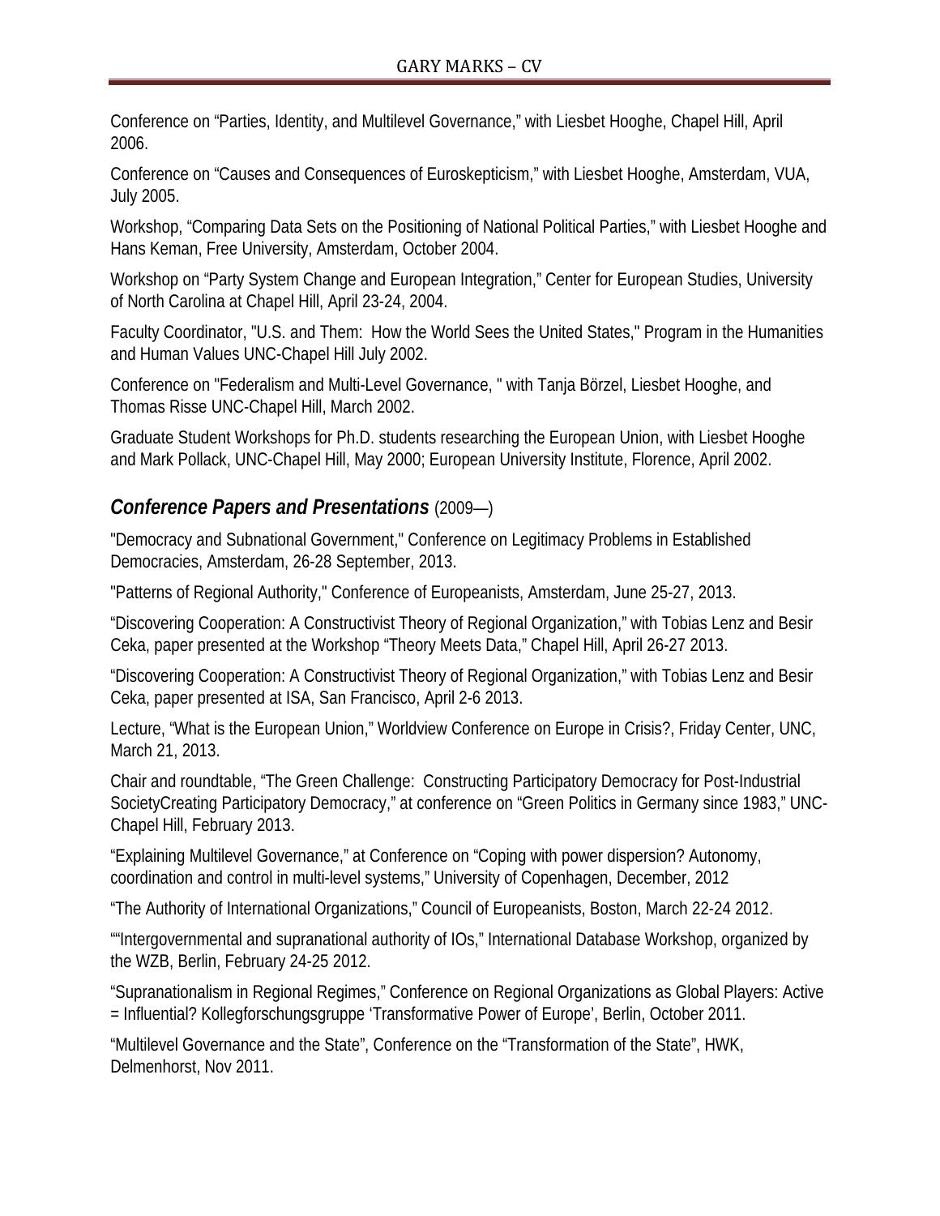Conference on “Parties, Identity, and Multilevel Governance,” with Liesbet Hooghe, Chapel Hill, April 2006.

Conference on “Causes and Consequences of Euroskepticism,” with Liesbet Hooghe, Amsterdam, VUA, July 2005.

Workshop, “Comparing Data Sets on the Positioning of National Political Parties,” with Liesbet Hooghe and Hans Keman, Free University, Amsterdam, October 2004.

Workshop on “Party System Change and European Integration,” Center for European Studies, University of North Carolina at Chapel Hill, April 23-24, 2004.

Faculty Coordinator, "U.S. and Them: How the World Sees the United States," Program in the Humanities and Human Values UNC-Chapel Hill July 2002.

Conference on "Federalism and Multi-Level Governance, " with Tanja Börzel, Liesbet Hooghe, and Thomas Risse UNC-Chapel Hill, March 2002.

Graduate Student Workshops for Ph.D. students researching the European Union, with Liesbet Hooghe and Mark Pollack, UNC-Chapel Hill, May 2000; European University Institute, Florence, April 2002.

## ***Conference Papers and Presentations*** (2009—)

"Democracy and Subnational Government," Conference on Legitimacy Problems in Established Democracies, Amsterdam, 26-28 September, 2013.

"Patterns of Regional Authority," Conference of Europeanists, Amsterdam, June 25-27, 2013.

“Discovering Cooperation: A Constructivist Theory of Regional Organization,” with Tobias Lenz and Besir Ceka, paper presented at the Workshop “Theory Meets Data,” Chapel Hill, April 26-27 2013.

“Discovering Cooperation: A Constructivist Theory of Regional Organization,” with Tobias Lenz and Besir Ceka, paper presented at ISA, San Francisco, April 2-6 2013.

Lecture, “What is the European Union,” Worldview Conference on Europe in Crisis?, Friday Center, UNC, March 21, 2013.

Chair and roundtable, “The Green Challenge: Constructing Participatory Democracy for Post-Industrial SocietyCreating Participatory Democracy,” at conference on “Green Politics in Germany since 1983,” UNC-Chapel Hill, February 2013.

“Explaining Multilevel Governance,” at Conference on “Coping with power dispersion? Autonomy, coordination and control in multi-level systems,” University of Copenhagen, December, 2012

“The Authority of International Organizations,” Council of Europeanists, Boston, March 22-24 2012.

““Intergovernmental and supranational authority of IOs,” International Database Workshop, organized by the WZB, Berlin, February 24-25 2012.

“Supranationalism in Regional Regimes,” Conference on Regional Organizations as Global Players: Active = Influential? Kollegforschungsgruppe ‘Transformative Power of Europe’, Berlin, October 2011.

“Multilevel Governance and the State”, Conference on the “Transformation of the State”, HWK, Delmenhorst, Nov 2011.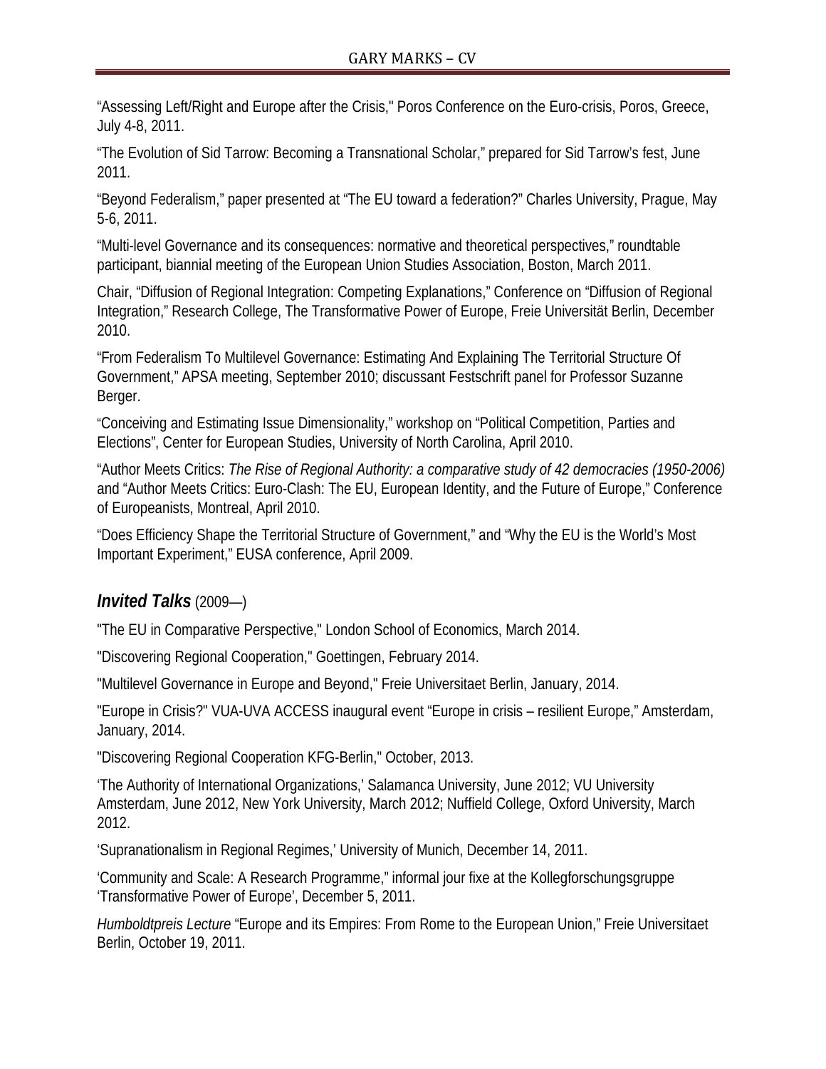“Assessing Left/Right and Europe after the Crisis," Poros Conference on the Euro-crisis, Poros, Greece, July 4-8, 2011.

“The Evolution of Sid Tarrow: Becoming a Transnational Scholar,” prepared for Sid Tarrow’s fest, June 2011.

“Beyond Federalism,” paper presented at “The EU toward a federation?” Charles University, Prague, May 5-6, 2011.

“Multi-level Governance and its consequences: normative and theoretical perspectives,” roundtable participant, biannial meeting of the European Union Studies Association, Boston, March 2011.

Chair, “Diffusion of Regional Integration: Competing Explanations,” Conference on “Diffusion of Regional Integration,” Research College, The Transformative Power of Europe, Freie Universität Berlin, December 2010.

“From Federalism To Multilevel Governance: Estimating And Explaining The Territorial Structure Of Government,” APSA meeting, September 2010; discussant Festschrift panel for Professor Suzanne Berger.

“Conceiving and Estimating Issue Dimensionality,” workshop on “Political Competition, Parties and Elections”, Center for European Studies, University of North Carolina, April 2010.

“Author Meets Critics: *The Rise of Regional Authority: a comparative study of 42 democracies (1950-2006)* and “Author Meets Critics: Euro-Clash: The EU, European Identity, and the Future of Europe,” Conference of Europeanists, Montreal, April 2010.

“Does Efficiency Shape the Territorial Structure of Government,” and “Why the EU is the World’s Most Important Experiment,” EUSA conference, April 2009.

## ***Invited Talks*** (2009—)

"The EU in Comparative Perspective," London School of Economics, March 2014.

"Discovering Regional Cooperation," Goettingen, February 2014.

"Multilevel Governance in Europe and Beyond," Freie Universitaet Berlin, January, 2014.

"Europe in Crisis?" VUA-UVA ACCESS inaugural event “Europe in crisis – resilient Europe,” Amsterdam, January, 2014.

"Discovering Regional Cooperation KFG-Berlin," October, 2013.

‘The Authority of International Organizations,’ Salamanca University, June 2012; VU University Amsterdam, June 2012, New York University, March 2012; Nuffield College, Oxford University, March 2012.

‘Supranationalism in Regional Regimes,’ University of Munich, December 14, 2011.

‘Community and Scale: A Research Programme,” informal jour fixe at the Kollegforschungsgruppe ‘Transformative Power of Europe’, December 5, 2011.

*Humboldtpreis Lecture* “Europe and its Empires: From Rome to the European Union,” Freie Universitaet Berlin, October 19, 2011.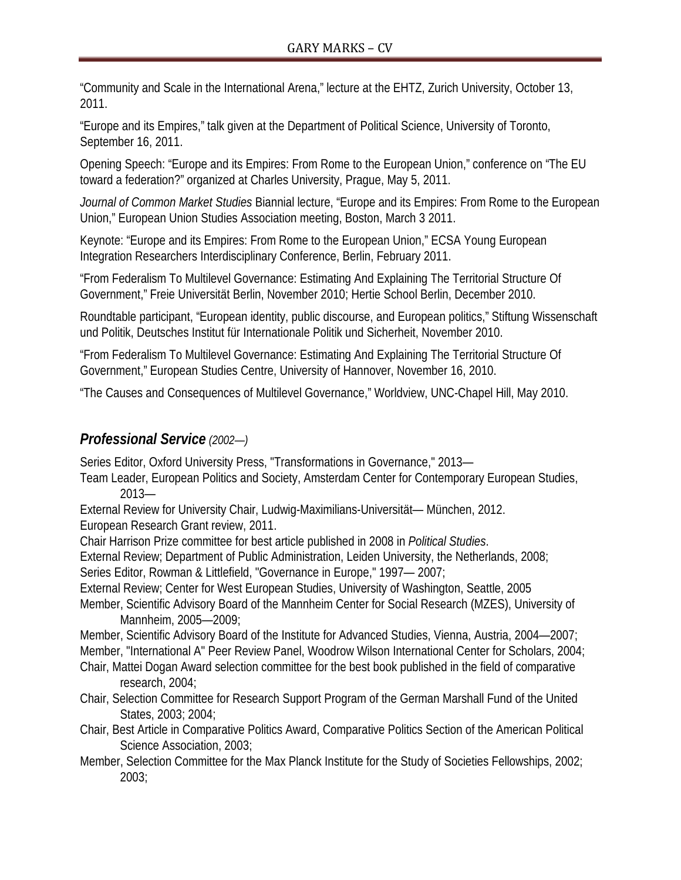"Community and Scale in the International Arena," lecture at the EHTZ, Zurich University, October 13, 2011.

"Europe and its Empires," talk given at the Department of Political Science, University of Toronto, September 16, 2011.

Opening Speech: "Europe and its Empires: From Rome to the European Union," conference on "The EU toward a federation?" organized at Charles University, Prague, May 5, 2011.

*Journal of Common Market Studies* Biannial lecture, "Europe and its Empires: From Rome to the European Union," European Union Studies Association meeting, Boston, March 3 2011.

Keynote: "Europe and its Empires: From Rome to the European Union," ECSA Young European Integration Researchers Interdisciplinary Conference, Berlin, February 2011.

"From Federalism To Multilevel Governance: Estimating And Explaining The Territorial Structure Of Government," Freie Universität Berlin, November 2010; Hertie School Berlin, December 2010.

Roundtable participant, "European identity, public discourse, and European politics," Stiftung Wissenschaft und Politik, Deutsches Institut für Internationale Politik und Sicherheit, November 2010.

"From Federalism To Multilevel Governance: Estimating And Explaining The Territorial Structure Of Government," European Studies Centre, University of Hannover, November 16, 2010.

"The Causes and Consequences of Multilevel Governance," Worldview, UNC-Chapel Hill, May 2010.

## *Professional Service (2002—)*

Series Editor, Oxford University Press, "Transformations in Governance," 2013—
Team Leader, European Politics and Society, Amsterdam Center for Contemporary European Studies, 2013—
External Review for University Chair, Ludwig-Maximilians-Universität— München, 2012.
European Research Grant review, 2011.
Chair Harrison Prize committee for best article published in 2008 in *Political Studies*.
External Review; Department of Public Administration, Leiden University, the Netherlands, 2008;
Series Editor, Rowman & Littlefield, "Governance in Europe," 1997— 2007;
External Review; Center for West European Studies, University of Washington, Seattle, 2005
Member, Scientific Advisory Board of the Mannheim Center for Social Research (MZES), University of Mannheim, 2005—2009;
Member, Scientific Advisory Board of the Institute for Advanced Studies, Vienna, Austria, 2004—2007;
Member, "International A" Peer Review Panel, Woodrow Wilson International Center for Scholars, 2004;
Chair, Mattei Dogan Award selection committee for the best book published in the field of comparative research, 2004;
Chair, Selection Committee for Research Support Program of the German Marshall Fund of the United States, 2003; 2004;
Chair, Best Article in Comparative Politics Award, Comparative Politics Section of the American Political Science Association, 2003;
Member, Selection Committee for the Max Planck Institute for the Study of Societies Fellowships, 2002; 2003;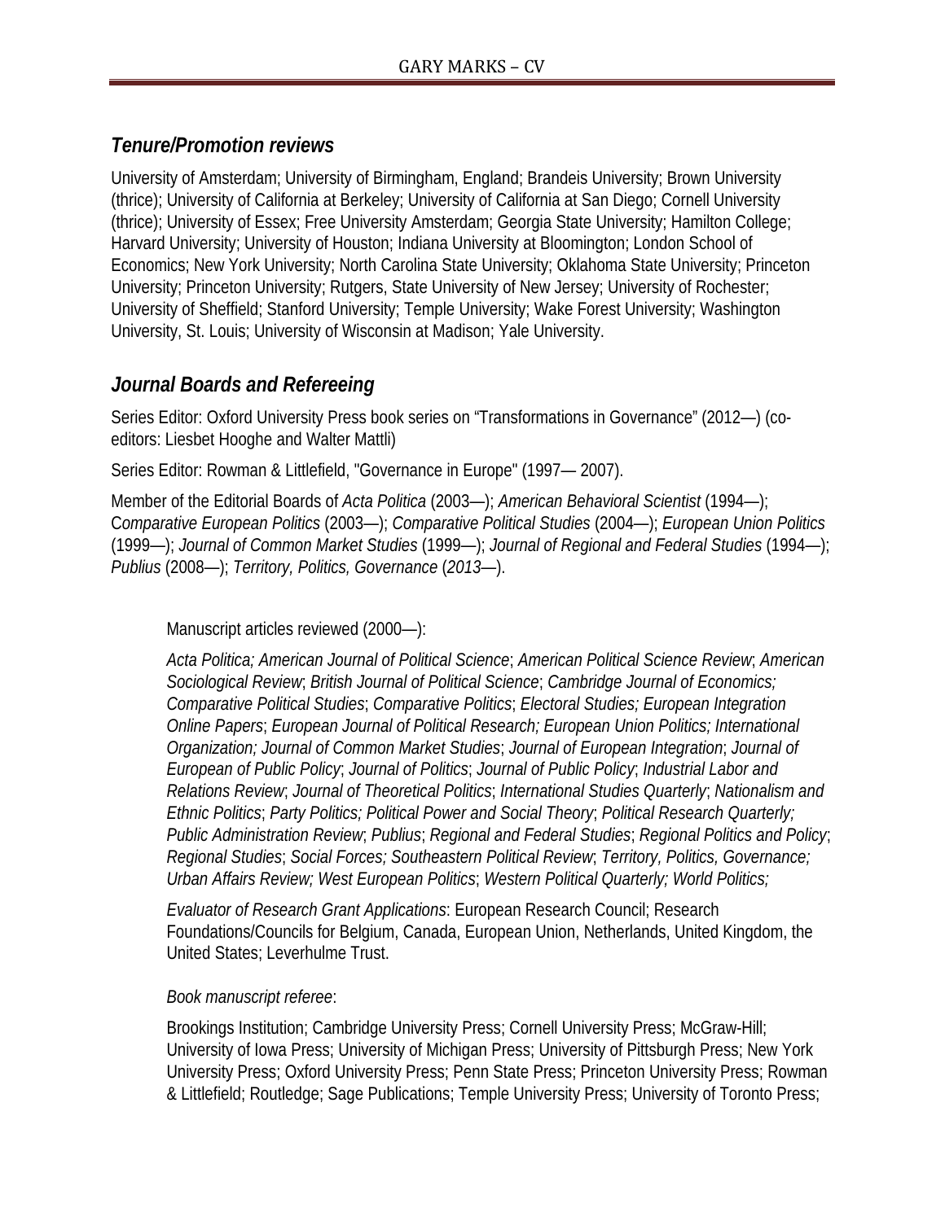## *Tenure/Promotion reviews*

University of Amsterdam; University of Birmingham, England; Brandeis University; Brown University (thrice); University of California at Berkeley; University of California at San Diego; Cornell University (thrice); University of Essex; Free University Amsterdam; Georgia State University; Hamilton College; Harvard University; University of Houston; Indiana University at Bloomington; London School of Economics; New York University; North Carolina State University; Oklahoma State University; Princeton University; Princeton University; Rutgers, State University of New Jersey; University of Rochester; University of Sheffield; Stanford University; Temple University; Wake Forest University; Washington University, St. Louis; University of Wisconsin at Madison; Yale University.

## *Journal Boards and Refereeing*

Series Editor: Oxford University Press book series on "Transformations in Governance" (2012—) (co-editors: Liesbet Hooghe and Walter Mattli)

Series Editor: Rowman & Littlefield, "Governance in Europe" (1997— 2007).

Member of the Editorial Boards of *Acta Politica* (2003—); *American Behavioral Scientist* (1994—); C*omparative European Politics* (2003—); *Comparative Political Studies* (2004—); *European Union Politics* (1999—); *Journal of Common Market Studies* (1999—); *Journal of Regional and Federal Studies* (1994—); *Publius* (2008—); *Territory, Politics, Governance* (*2013*—).

Manuscript articles reviewed (2000—):

*Acta Politica; American Journal of Political Science*; *American Political Science Review*; *American Sociological Review*; *British Journal of Political Science*; *Cambridge Journal of Economics; Comparative Political Studies*; *Comparative Politics*; *Electoral Studies; European Integration Online Papers*; *European Journal of Political Research; European Union Politics; International Organization; Journal of Common Market Studies*; *Journal of European Integration*; *Journal of European of Public Policy*; *Journal of Politics*; *Journal of Public Policy*; *Industrial Labor and Relations Review*; *Journal of Theoretical Politics*; *International Studies Quarterly*; *Nationalism and Ethnic Politics*; *Party Politics; Political Power and Social Theory*; *Political Research Quarterly; Public Administration Review*; *Publius*; *Regional and Federal Studies*; *Regional Politics and Policy*; *Regional Studies*; *Social Forces; Southeastern Political Review*; *Territory, Politics, Governance; Urban Affairs Review; West European Politics*; *Western Political Quarterly; World Politics;*

*Evaluator of Research Grant Applications*: European Research Council; Research Foundations/Councils for Belgium, Canada, European Union, Netherlands, United Kingdom, the United States; Leverhulme Trust.

*Book manuscript referee*:

Brookings Institution; Cambridge University Press; Cornell University Press; McGraw-Hill; University of Iowa Press; University of Michigan Press; University of Pittsburgh Press; New York University Press; Oxford University Press; Penn State Press; Princeton University Press; Rowman & Littlefield; Routledge; Sage Publications; Temple University Press; University of Toronto Press;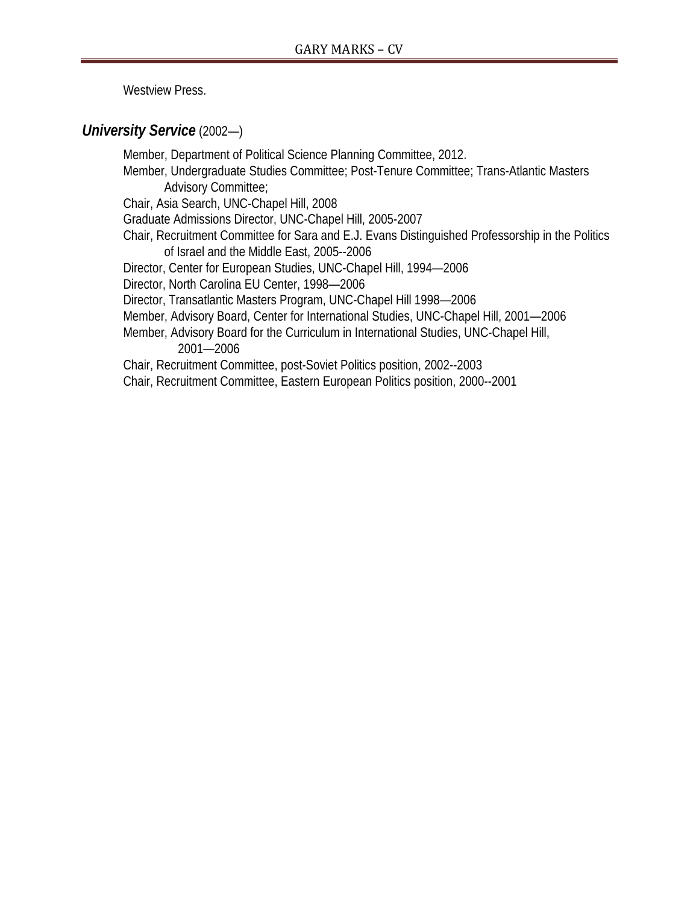Westview Press.

## ***University Service*** (2002—)

Member, Department of Political Science Planning Committee, 2012.
Member, Undergraduate Studies Committee; Post-Tenure Committee; Trans-Atlantic Masters Advisory Committee;
Chair, Asia Search, UNC-Chapel Hill, 2008
Graduate Admissions Director, UNC-Chapel Hill, 2005-2007
Chair, Recruitment Committee for Sara and E.J. Evans Distinguished Professorship in the Politics of Israel and the Middle East, 2005--2006
Director, Center for European Studies, UNC-Chapel Hill, 1994—2006
Director, North Carolina EU Center, 1998—2006
Director, Transatlantic Masters Program, UNC-Chapel Hill 1998—2006
Member, Advisory Board, Center for International Studies, UNC-Chapel Hill, 2001—2006
Member, Advisory Board for the Curriculum in International Studies, UNC-Chapel Hill, 2001—2006
Chair, Recruitment Committee, post-Soviet Politics position, 2002--2003
Chair, Recruitment Committee, Eastern European Politics position, 2000--2001